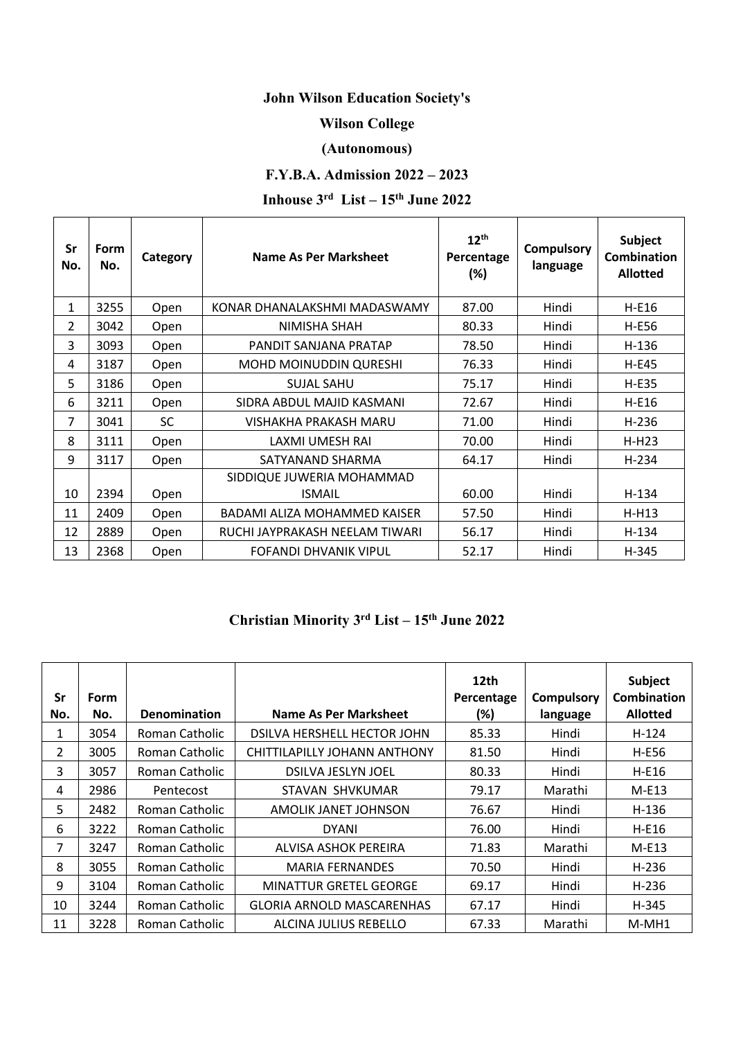# John Wilson Education Society's

## Wilson College

### (Autonomous)

### F.Y.B.A. Admission 2022 – 2023

### Inhouse 3rd List – 15th June 2022

| Sr No. | Form No. | Category | Name As Per Marksheet | 12th Percentage (%) | Compulsory language | Subject Combination Allotted |
|---|---|---|---|---|---|---|
| 1 | 3255 | Open | KONAR DHANALAKSHMI MADASWAMY | 87.00 | Hindi | H-E16 |
| 2 | 3042 | Open | NIMISHA SHAH | 80.33 | Hindi | H-E56 |
| 3 | 3093 | Open | PANDIT SANJANA PRATAP | 78.50 | Hindi | H-136 |
| 4 | 3187 | Open | MOHD MOINUDDIN QURESHI | 76.33 | Hindi | H-E45 |
| 5 | 3186 | Open | SUJAL SAHU | 75.17 | Hindi | H-E35 |
| 6 | 3211 | Open | SIDRA ABDUL MAJID KASMANI | 72.67 | Hindi | H-E16 |
| 7 | 3041 | SC | VISHAKHA PRAKASH MARU | 71.00 | Hindi | H-236 |
| 8 | 3111 | Open | LAXMI UMESH RAI | 70.00 | Hindi | H-H23 |
| 9 | 3117 | Open | SATYANAND SHARMA | 64.17 | Hindi | H-234 |
| 10 | 2394 | Open | SIDDIQUE JUWERIA MOHAMMAD ISMAIL | 60.00 | Hindi | H-134 |
| 11 | 2409 | Open | BADAMI ALIZA MOHAMMED KAISER | 57.50 | Hindi | H-H13 |
| 12 | 2889 | Open | RUCHI JAYPRAKASH NEELAM TIWARI | 56.17 | Hindi | H-134 |
| 13 | 2368 | Open | FOFANDI DHVANIK VIPUL | 52.17 | Hindi | H-345 |

### Christian Minority 3rd List – 15th June 2022

| Sr No. | Form No. | Denomination | Name As Per Marksheet | 12th Percentage (%) | Compulsory language | Subject Combination Allotted |
|---|---|---|---|---|---|---|
| 1 | 3054 | Roman Catholic | DSILVA HERSHELL HECTOR JOHN | 85.33 | Hindi | H-124 |
| 2 | 3005 | Roman Catholic | CHITTILAPILLY JOHANN ANTHONY | 81.50 | Hindi | H-E56 |
| 3 | 3057 | Roman Catholic | DSILVA JESLYN JOEL | 80.33 | Hindi | H-E16 |
| 4 | 2986 | Pentecost | STAVAN SHVKUMAR | 79.17 | Marathi | M-E13 |
| 5 | 2482 | Roman Catholic | AMOLIK JANET JOHNSON | 76.67 | Hindi | H-136 |
| 6 | 3222 | Roman Catholic | DYANI | 76.00 | Hindi | H-E16 |
| 7 | 3247 | Roman Catholic | ALVISA ASHOK PEREIRA | 71.83 | Marathi | M-E13 |
| 8 | 3055 | Roman Catholic | MARIA FERNANDES | 70.50 | Hindi | H-236 |
| 9 | 3104 | Roman Catholic | MINATTUR GRETEL GEORGE | 69.17 | Hindi | H-236 |
| 10 | 3244 | Roman Catholic | GLORIA ARNOLD MASCARENHAS | 67.17 | Hindi | H-345 |
| 11 | 3228 | Roman Catholic | ALCINA JULIUS REBELLO | 67.33 | Marathi | M-MH1 |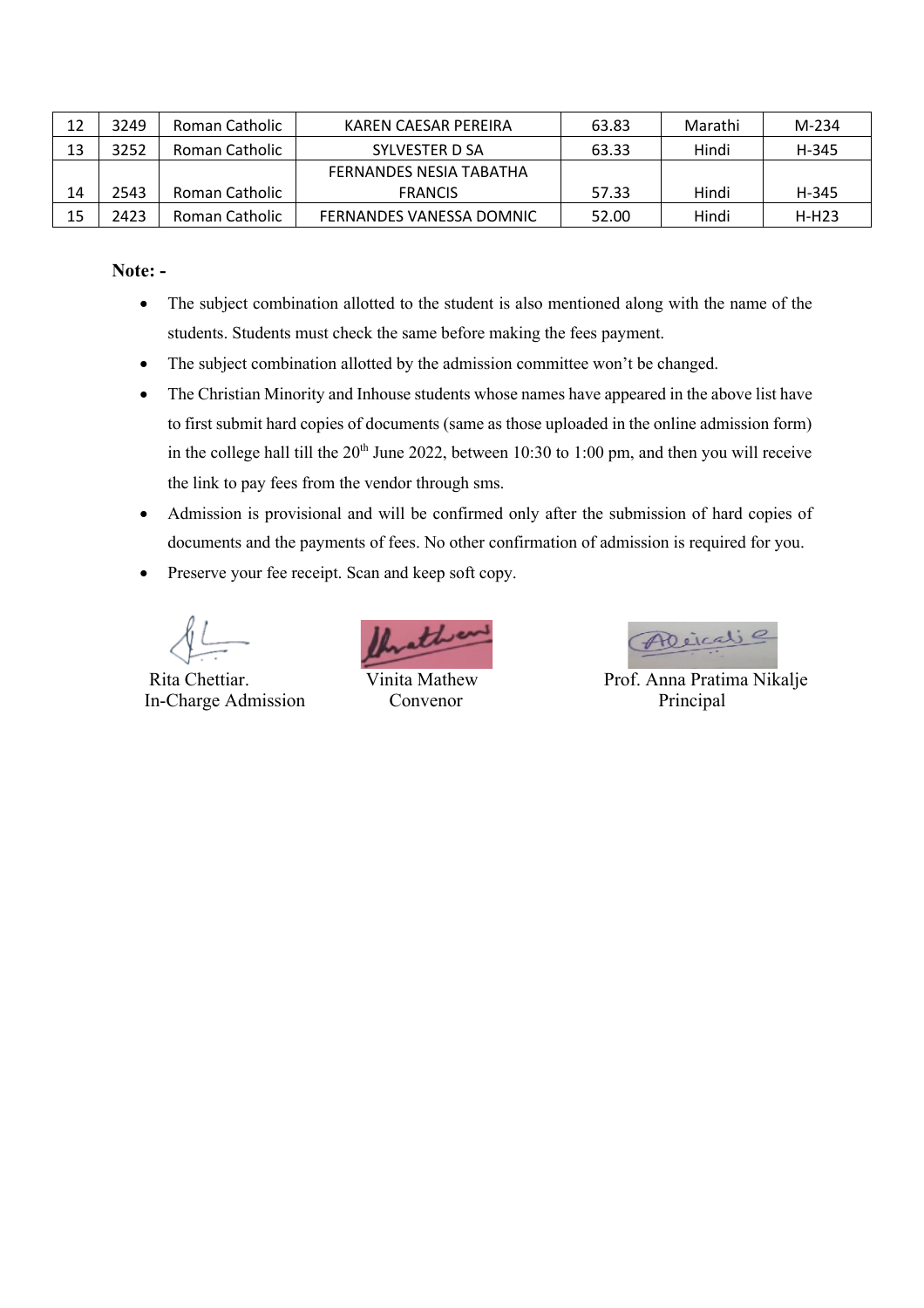| | | | | | | |
|---|---|---|---|---|---|---|
| 12 | 3249 | Roman Catholic | KAREN CAESAR PEREIRA | 63.83 | Marathi | M-234 |
| 13 | 3252 | Roman Catholic | SYLVESTER D SA | 63.33 | Hindi | H-345 |
| 14 | 2543 | Roman Catholic | FERNANDES NESIA TABATHA FRANCIS | 57.33 | Hindi | H-345 |
| 15 | 2423 | Roman Catholic | FERNANDES VANESSA DOMNIC | 52.00 | Hindi | H-H23 |

**Note: -**

- The subject combination allotted to the student is also mentioned along with the name of the students. Students must check the same before making the fees payment.
- The subject combination allotted by the admission committee won't be changed.
- The Christian Minority and Inhouse students whose names have appeared in the above list have to first submit hard copies of documents (same as those uploaded in the online admission form) in the college hall till the 20th June 2022, between 10:30 to 1:00 pm, and then you will receive the link to pay fees from the vendor through sms.
- Admission is provisional and will be confirmed only after the submission of hard copies of documents and the payments of fees. No other confirmation of admission is required for you.
- Preserve your fee receipt. Scan and keep soft copy.

Rita Chettiar.
In-Charge Admission

Vinita Mathew
Convenor

Prof. Anna Pratima Nikalje
Principal